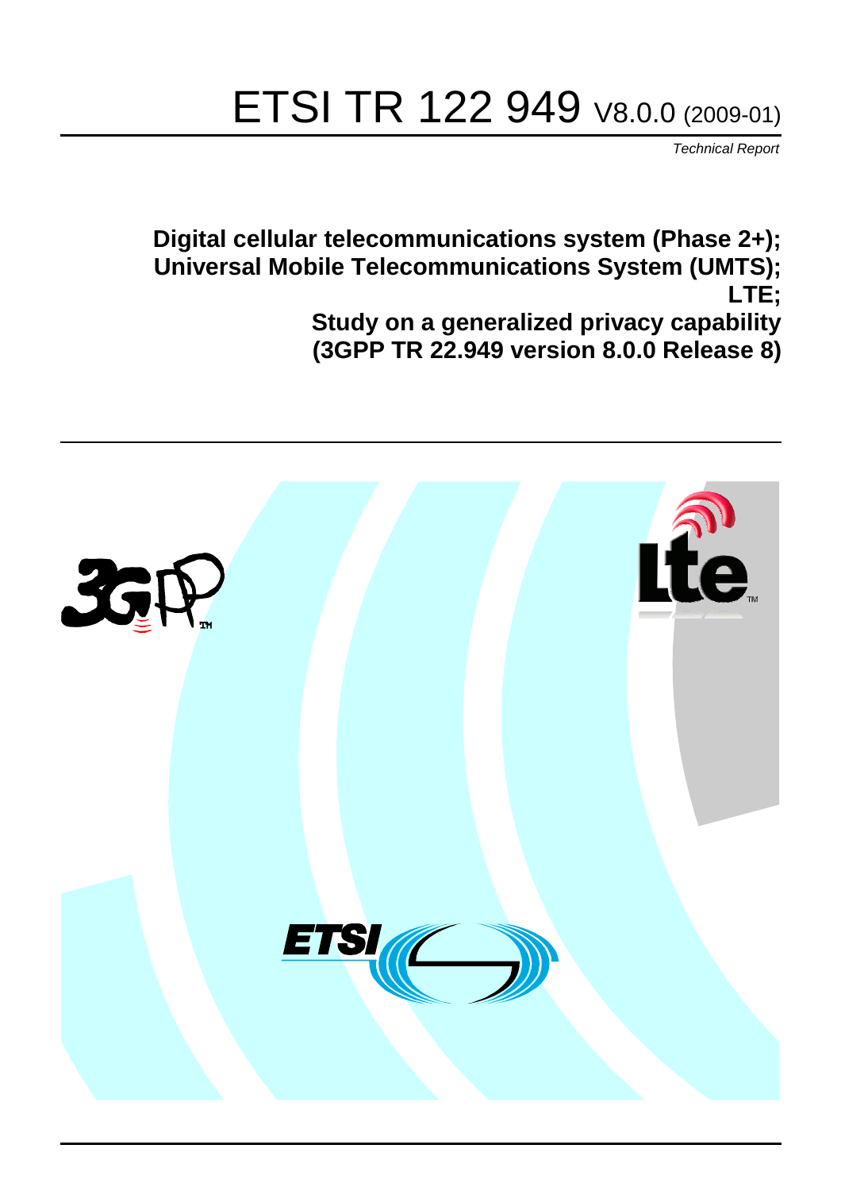# ETSI TR 122 949 V8.0.0 (2009-01)

*Technical Report*

**Digital cellular telecommunications system (Phase 2+);**
**Universal Mobile Telecommunications System (UMTS);**
**LTE;**
**Study on a generalized privacy capability**
**(3GPP TR 22.949 version 8.0.0 Release 8)**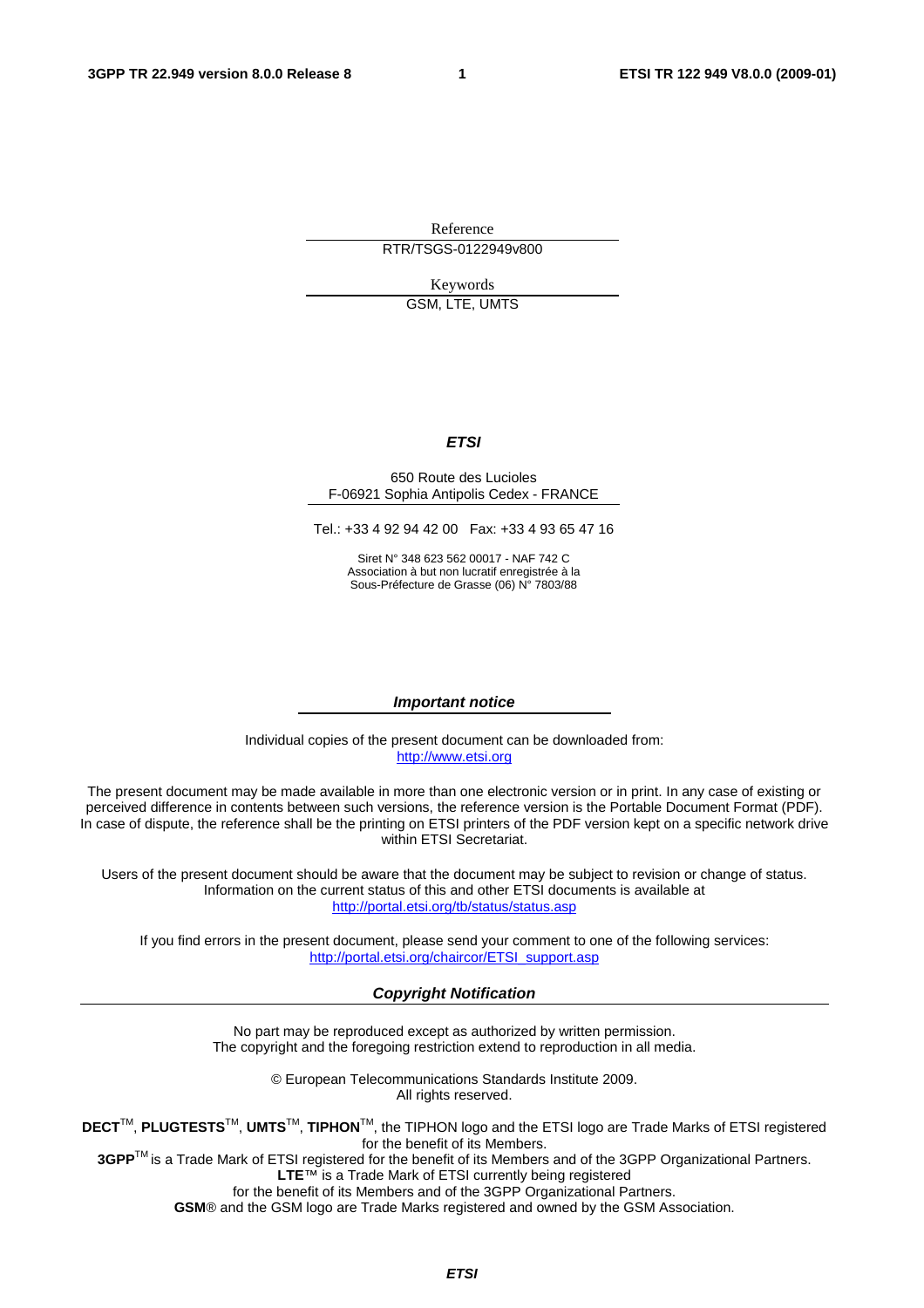Reference

RTR/TSGS-0122949v800

Keywords

GSM, LTE, UMTS

***ETSI***

650 Route des Lucioles
F-06921 Sophia Antipolis Cedex - FRANCE

Tel.: +33 4 92 94 42 00 Fax: +33 4 93 65 47 16

Siret N° 348 623 562 00017 - NAF 742 C
Association à but non lucratif enregistrée à la
Sous-Préfecture de Grasse (06) N° 7803/88

***Important notice***

Individual copies of the present document can be downloaded from:
http://www.etsi.org

The present document may be made available in more than one electronic version or in print. In any case of existing or perceived difference in contents between such versions, the reference version is the Portable Document Format (PDF). In case of dispute, the reference shall be the printing on ETSI printers of the PDF version kept on a specific network drive within ETSI Secretariat.

Users of the present document should be aware that the document may be subject to revision or change of status. Information on the current status of this and other ETSI documents is available at
http://portal.etsi.org/tb/status/status.asp

If you find errors in the present document, please send your comment to one of the following services:
http://portal.etsi.org/chaircor/ETSI_support.asp

***Copyright Notification***

No part may be reproduced except as authorized by written permission.
The copyright and the foregoing restriction extend to reproduction in all media.

© European Telecommunications Standards Institute 2009.
All rights reserved.

**DECT**™, **PLUGTESTS**™, **UMTS**™, **TIPHON**™, the TIPHON logo and the ETSI logo are Trade Marks of ETSI registered for the benefit of its Members.
**3GPP**™ is a Trade Mark of ETSI registered for the benefit of its Members and of the 3GPP Organizational Partners.
**LTE**™ is a Trade Mark of ETSI currently being registered
for the benefit of its Members and of the 3GPP Organizational Partners.
**GSM**® and the GSM logo are Trade Marks registered and owned by the GSM Association.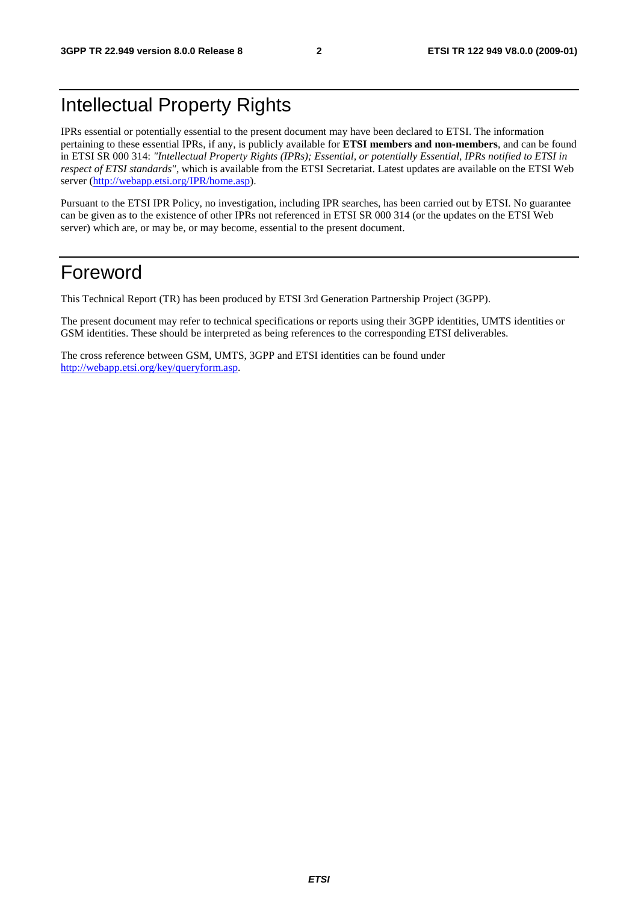# Intellectual Property Rights

IPRs essential or potentially essential to the present document may have been declared to ETSI. The information pertaining to these essential IPRs, if any, is publicly available for **ETSI members and non-members**, and can be found in ETSI SR 000 314: *"Intellectual Property Rights (IPRs); Essential, or potentially Essential, IPRs notified to ETSI in respect of ETSI standards"*, which is available from the ETSI Secretariat. Latest updates are available on the ETSI Web server (http://webapp.etsi.org/IPR/home.asp).

Pursuant to the ETSI IPR Policy, no investigation, including IPR searches, has been carried out by ETSI. No guarantee can be given as to the existence of other IPRs not referenced in ETSI SR 000 314 (or the updates on the ETSI Web server) which are, or may be, or may become, essential to the present document.

# Foreword

This Technical Report (TR) has been produced by ETSI 3rd Generation Partnership Project (3GPP).

The present document may refer to technical specifications or reports using their 3GPP identities, UMTS identities or GSM identities. These should be interpreted as being references to the corresponding ETSI deliverables.

The cross reference between GSM, UMTS, 3GPP and ETSI identities can be found under http://webapp.etsi.org/key/queryform.asp.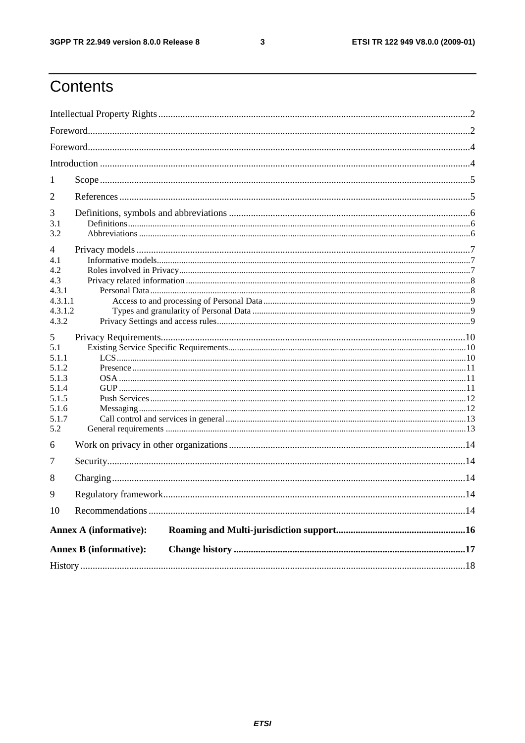# Contents

Intellectual Property Rights ..... 2

Foreword ..... 2

Foreword ..... 4

Introduction ..... 4

1 Scope ..... 5

2 References ..... 5

3 Definitions, symbols and abbreviations ..... 6

3.1 Definitions ..... 6

3.2 Abbreviations ..... 6

4 Privacy models ..... 7

4.1 Informative models ..... 7

4.2 Roles involved in Privacy ..... 7

4.3 Privacy related information ..... 8

4.3.1 Personal Data ..... 8

4.3.1.1 Access to and processing of Personal Data ..... 9

4.3.1.2 Types and granularity of Personal Data ..... 9

4.3.2 Privacy Settings and access rules ..... 9

5 Privacy Requirements ..... 10

5.1 Existing Service Specific Requirements ..... 10

5.1.1 LCS ..... 10

5.1.2 Presence ..... 11

5.1.3 OSA ..... 11

5.1.4 GUP ..... 11

5.1.5 Push Services ..... 12

5.1.6 Messaging ..... 12

5.1.7 Call control and services in general ..... 13

5.2 General requirements ..... 13

6 Work on privacy in other organizations ..... 14

7 Security ..... 14

8 Charging ..... 14

9 Regulatory framework ..... 14

10 Recommendations ..... 14

**Annex A (informative): Roaming and Multi-jurisdiction support ..... 16**

**Annex B (informative): Change history ..... 17**

History ..... 18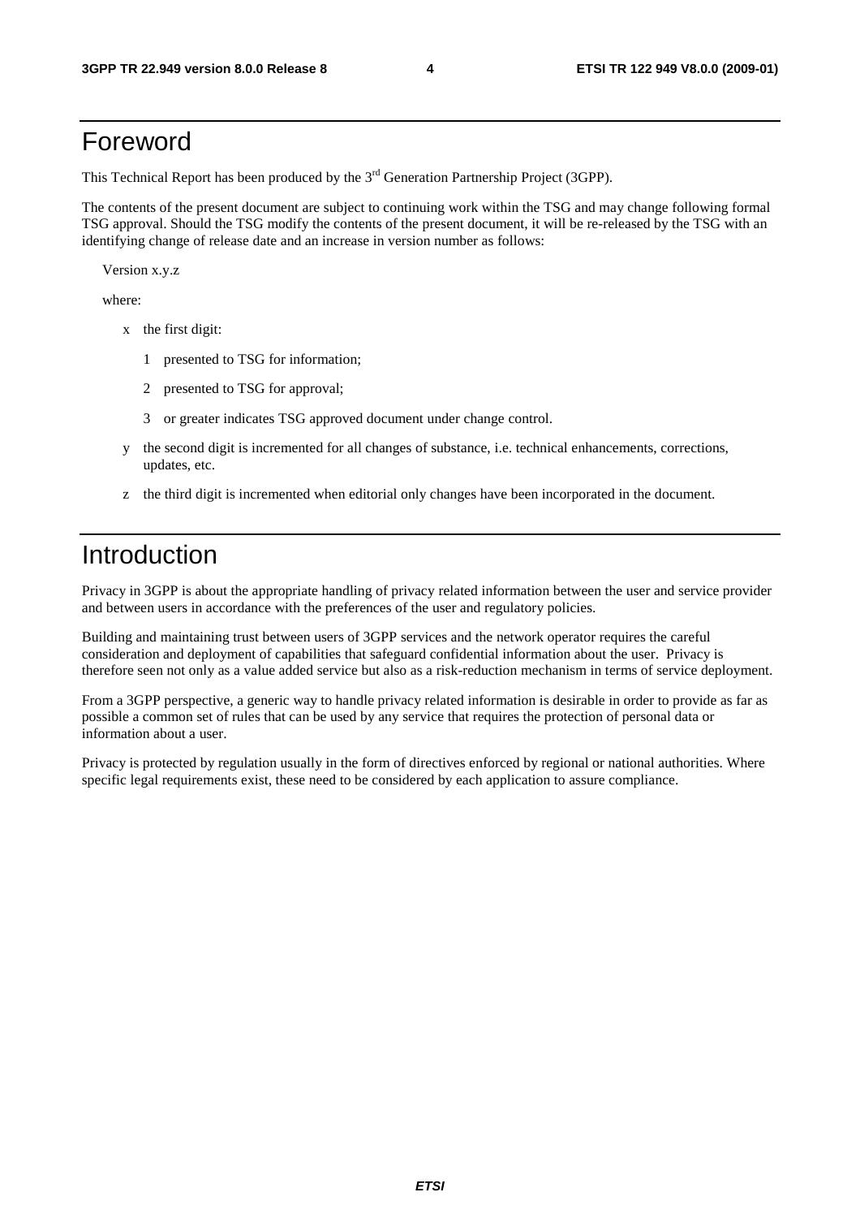# Foreword

This Technical Report has been produced by the 3rd Generation Partnership Project (3GPP).

The contents of the present document are subject to continuing work within the TSG and may change following formal TSG approval. Should the TSG modify the contents of the present document, it will be re-released by the TSG with an identifying change of release date and an increase in version number as follows:

Version x.y.z

where:

- x the first digit:
  - 1 presented to TSG for information;
  - 2 presented to TSG for approval;
  - 3 or greater indicates TSG approved document under change control.
- y the second digit is incremented for all changes of substance, i.e. technical enhancements, corrections, updates, etc.
- z the third digit is incremented when editorial only changes have been incorporated in the document.

# Introduction

Privacy in 3GPP is about the appropriate handling of privacy related information between the user and service provider and between users in accordance with the preferences of the user and regulatory policies.

Building and maintaining trust between users of 3GPP services and the network operator requires the careful consideration and deployment of capabilities that safeguard confidential information about the user. Privacy is therefore seen not only as a value added service but also as a risk-reduction mechanism in terms of service deployment.

From a 3GPP perspective, a generic way to handle privacy related information is desirable in order to provide as far as possible a common set of rules that can be used by any service that requires the protection of personal data or information about a user.

Privacy is protected by regulation usually in the form of directives enforced by regional or national authorities. Where specific legal requirements exist, these need to be considered by each application to assure compliance.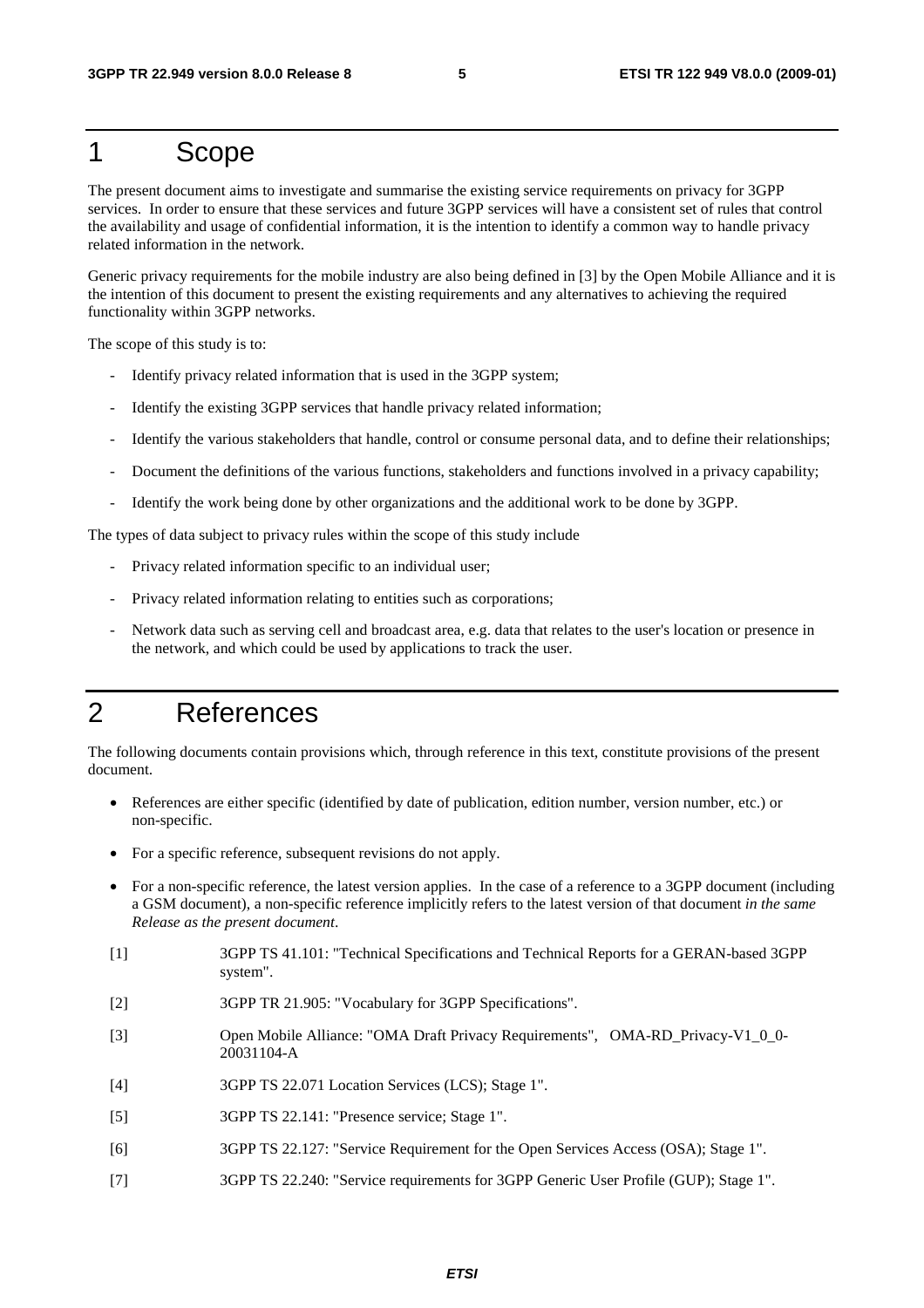# 1 Scope

The present document aims to investigate and summarise the existing service requirements on privacy for 3GPP services. In order to ensure that these services and future 3GPP services will have a consistent set of rules that control the availability and usage of confidential information, it is the intention to identify a common way to handle privacy related information in the network.

Generic privacy requirements for the mobile industry are also being defined in [3] by the Open Mobile Alliance and it is the intention of this document to present the existing requirements and any alternatives to achieving the required functionality within 3GPP networks.

The scope of this study is to:

- Identify privacy related information that is used in the 3GPP system;
- Identify the existing 3GPP services that handle privacy related information;
- Identify the various stakeholders that handle, control or consume personal data, and to define their relationships;
- Document the definitions of the various functions, stakeholders and functions involved in a privacy capability;
- Identify the work being done by other organizations and the additional work to be done by 3GPP.

The types of data subject to privacy rules within the scope of this study include

- Privacy related information specific to an individual user;
- Privacy related information relating to entities such as corporations;
- Network data such as serving cell and broadcast area, e.g. data that relates to the user's location or presence in the network, and which could be used by applications to track the user.

# 2 References

The following documents contain provisions which, through reference in this text, constitute provisions of the present document.

- References are either specific (identified by date of publication, edition number, version number, etc.) or non-specific.
- For a specific reference, subsequent revisions do not apply.
- For a non-specific reference, the latest version applies. In the case of a reference to a 3GPP document (including a GSM document), a non-specific reference implicitly refers to the latest version of that document *in the same Release as the present document*.

[1] 3GPP TS 41.101: "Technical Specifications and Technical Reports for a GERAN-based 3GPP system".

[2] 3GPP TR 21.905: "Vocabulary for 3GPP Specifications".

[3] Open Mobile Alliance: "OMA Draft Privacy Requirements", OMA-RD_Privacy-V1_0_0-20031104-A

[4] 3GPP TS 22.071 Location Services (LCS); Stage 1".

[5] 3GPP TS 22.141: "Presence service; Stage 1".

[6] 3GPP TS 22.127: "Service Requirement for the Open Services Access (OSA); Stage 1".

[7] 3GPP TS 22.240: "Service requirements for 3GPP Generic User Profile (GUP); Stage 1".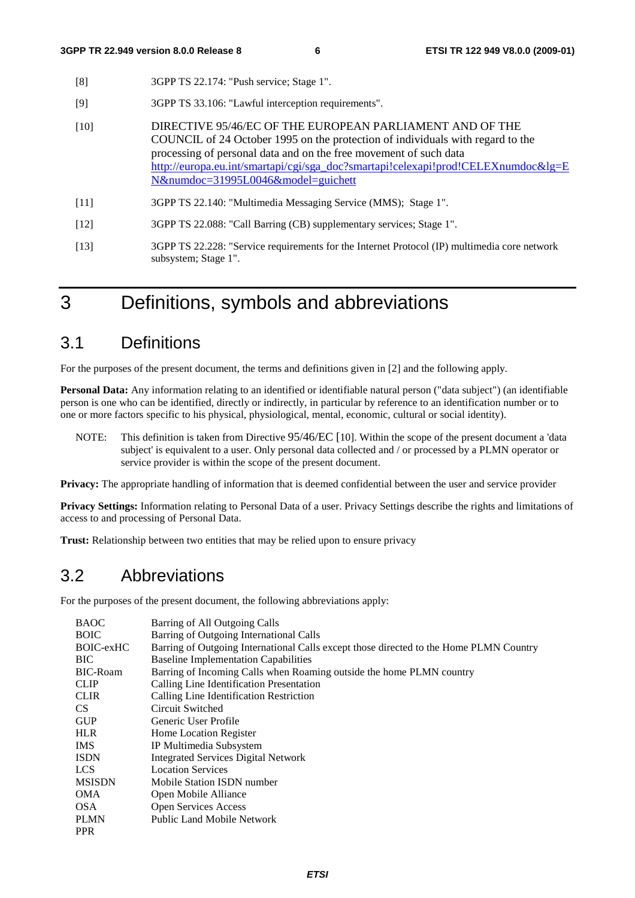[8] 3GPP TS 22.174: "Push service; Stage 1".

[9] 3GPP TS 33.106: "Lawful interception requirements".

[10] DIRECTIVE 95/46/EC OF THE EUROPEAN PARLIAMENT AND OF THE COUNCIL of 24 October 1995 on the protection of individuals with regard to the processing of personal data and on the free movement of such data http://europa.eu.int/smartapi/cgi/sga_doc?smartapi!celexapi!prod!CELEXnumdoc&lg=EN&numdoc=31995L0046&model=guichett

[11] 3GPP TS 22.140: "Multimedia Messaging Service (MMS); Stage 1".

[12] 3GPP TS 22.088: "Call Barring (CB) supplementary services; Stage 1".

[13] 3GPP TS 22.228: "Service requirements for the Internet Protocol (IP) multimedia core network subsystem; Stage 1".

# 3 Definitions, symbols and abbreviations

## 3.1 Definitions

For the purposes of the present document, the terms and definitions given in [2] and the following apply.

**Personal Data:** Any information relating to an identified or identifiable natural person ("data subject") (an identifiable person is one who can be identified, directly or indirectly, in particular by reference to an identification number or to one or more factors specific to his physical, physiological, mental, economic, cultural or social identity).

NOTE: This definition is taken from Directive 95/46/EC [10]. Within the scope of the present document a 'data subject' is equivalent to a user. Only personal data collected and / or processed by a PLMN operator or service provider is within the scope of the present document.

**Privacy:** The appropriate handling of information that is deemed confidential between the user and service provider

**Privacy Settings:** Information relating to Personal Data of a user. Privacy Settings describe the rights and limitations of access to and processing of Personal Data.

**Trust:** Relationship between two entities that may be relied upon to ensure privacy

## 3.2 Abbreviations

For the purposes of the present document, the following abbreviations apply:

BAOC Barring of All Outgoing Calls
BOIC Barring of Outgoing International Calls
BOIC-exHC Barring of Outgoing International Calls except those directed to the Home PLMN Country
BIC Baseline Implementation Capabilities
BIC-Roam Barring of Incoming Calls when Roaming outside the home PLMN country
CLIP Calling Line Identification Presentation
CLIR Calling Line Identification Restriction
CS Circuit Switched
GUP Generic User Profile
HLR Home Location Register
IMS IP Multimedia Subsystem
ISDN Integrated Services Digital Network
LCS Location Services
MSISDN Mobile Station ISDN number
OMA Open Mobile Alliance
OSA Open Services Access
PLMN Public Land Mobile Network
PPR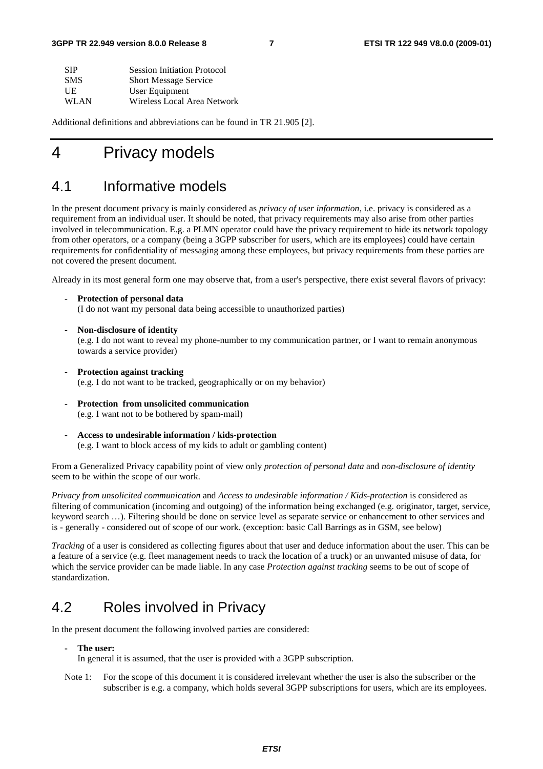| SIP | Session Initiation Protocol |
|---|---|
| SMS | Short Message Service |
| UE | User Equipment |
| WLAN | Wireless Local Area Network |

Additional definitions and abbreviations can be found in TR 21.905 [2].

# 4 Privacy models

## 4.1 Informative models

In the present document privacy is mainly considered as *privacy of user information*, i.e. privacy is considered as a requirement from an individual user. It should be noted, that privacy requirements may also arise from other parties involved in telecommunication. E.g. a PLMN operator could have the privacy requirement to hide its network topology from other operators, or a company (being a 3GPP subscriber for users, which are its employees) could have certain requirements for confidentiality of messaging among these employees, but privacy requirements from these parties are not covered the present document.

Already in its most general form one may observe that, from a user's perspective, there exist several flavors of privacy:

- **Protection of personal data**
  (I do not want my personal data being accessible to unauthorized parties)
- **Non-disclosure of identity**
  (e.g. I do not want to reveal my phone-number to my communication partner, or I want to remain anonymous towards a service provider)
- **Protection against tracking**
  (e.g. I do not want to be tracked, geographically or on my behavior)
- **Protection from unsolicited communication**
  (e.g. I want not to be bothered by spam-mail)
- **Access to undesirable information / kids-protection**
  (e.g. I want to block access of my kids to adult or gambling content)

From a Generalized Privacy capability point of view only *protection of personal data* and *non-disclosure of identity* seem to be within the scope of our work.

*Privacy from unsolicited communication* and *Access to undesirable information / Kids-protection* is considered as filtering of communication (incoming and outgoing) of the information being exchanged (e.g. originator, target, service, keyword search …). Filtering should be done on service level as separate service or enhancement to other services and is - generally - considered out of scope of our work. (exception: basic Call Barrings as in GSM, see below)

*Tracking* of a user is considered as collecting figures about that user and deduce information about the user. This can be a feature of a service (e.g. fleet management needs to track the location of a truck) or an unwanted misuse of data, for which the service provider can be made liable. In any case *Protection against tracking* seems to be out of scope of standardization.

## 4.2 Roles involved in Privacy

In the present document the following involved parties are considered:

- **The user:**
  In general it is assumed, that the user is provided with a 3GPP subscription.

Note 1: For the scope of this document it is considered irrelevant whether the user is also the subscriber or the subscriber is e.g. a company, which holds several 3GPP subscriptions for users, which are its employees.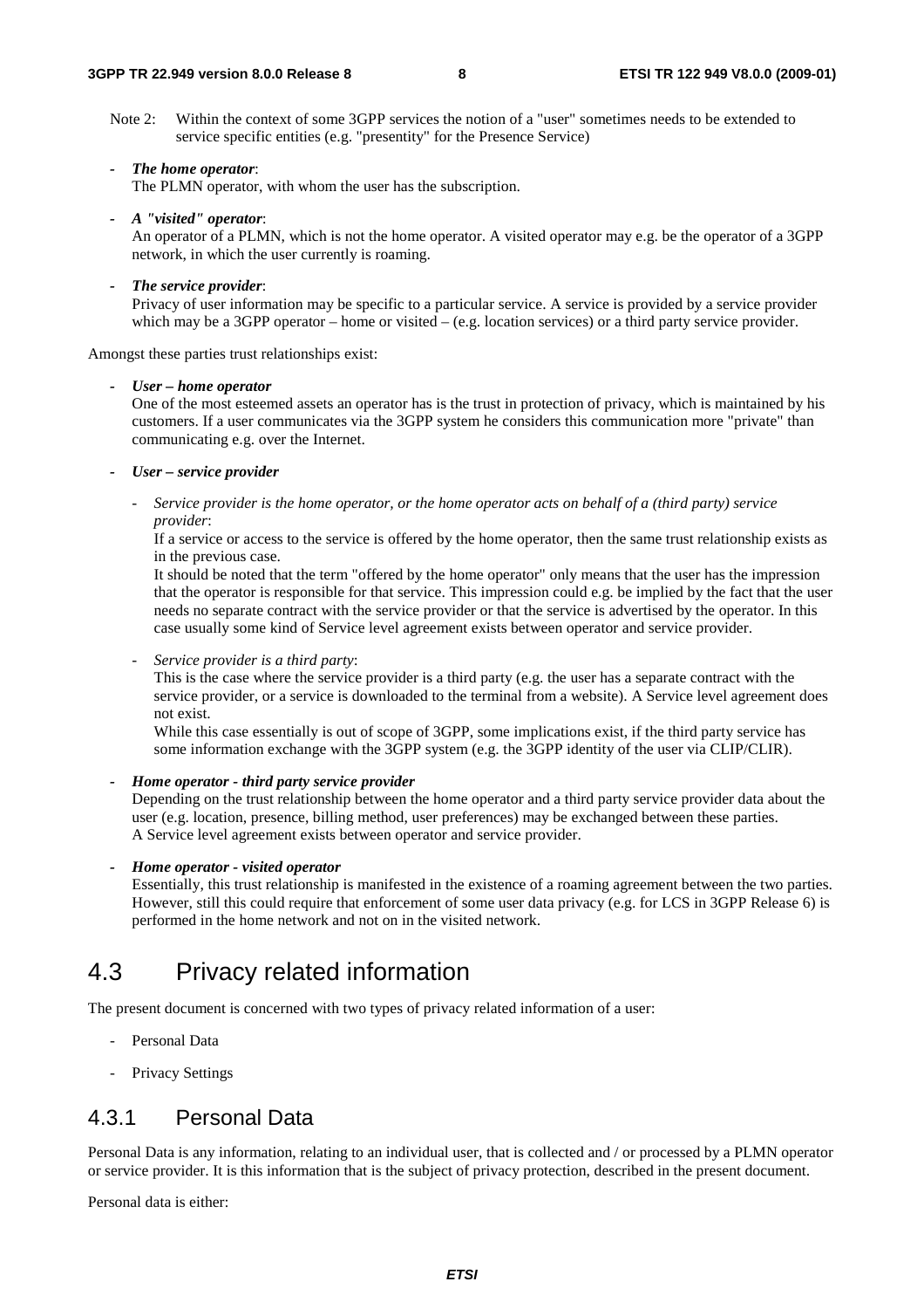Note 2: Within the context of some 3GPP services the notion of a "user" sometimes needs to be extended to service specific entities (e.g. "presentity" for the Presence Service)

- ***The home operator***:
  The PLMN operator, with whom the user has the subscription.

- ***A "visited" operator***:
  An operator of a PLMN, which is not the home operator. A visited operator may e.g. be the operator of a 3GPP network, in which the user currently is roaming.

- ***The service provider***:
  Privacy of user information may be specific to a particular service. A service is provided by a service provider which may be a 3GPP operator – home or visited – (e.g. location services) or a third party service provider.

Amongst these parties trust relationships exist:

- ***User – home operator***
  One of the most esteemed assets an operator has is the trust in protection of privacy, which is maintained by his customers. If a user communicates via the 3GPP system he considers this communication more "private" than communicating e.g. over the Internet.

- ***User – service provider***

  - *Service provider is the home operator, or the home operator acts on behalf of a (third party) service provider*:
    If a service or access to the service is offered by the home operator, then the same trust relationship exists as in the previous case.
    It should be noted that the term "offered by the home operator" only means that the user has the impression that the operator is responsible for that service. This impression could e.g. be implied by the fact that the user needs no separate contract with the service provider or that the service is advertised by the operator. In this case usually some kind of Service level agreement exists between operator and service provider.

  - *Service provider is a third party*:
    This is the case where the service provider is a third party (e.g. the user has a separate contract with the service provider, or a service is downloaded to the terminal from a website). A Service level agreement does not exist.
    While this case essentially is out of scope of 3GPP, some implications exist, if the third party service has some information exchange with the 3GPP system (e.g. the 3GPP identity of the user via CLIP/CLIR).

- ***Home operator - third party service provider***
  Depending on the trust relationship between the home operator and a third party service provider data about the user (e.g. location, presence, billing method, user preferences) may be exchanged between these parties.
  A Service level agreement exists between operator and service provider.

- ***Home operator - visited operator***
  Essentially, this trust relationship is manifested in the existence of a roaming agreement between the two parties. However, still this could require that enforcement of some user data privacy (e.g. for LCS in 3GPP Release 6) is performed in the home network and not on in the visited network.

## 4.3 Privacy related information

The present document is concerned with two types of privacy related information of a user:

- Personal Data
- Privacy Settings

### 4.3.1 Personal Data

Personal Data is any information, relating to an individual user, that is collected and / or processed by a PLMN operator or service provider. It is this information that is the subject of privacy protection, described in the present document.

Personal data is either: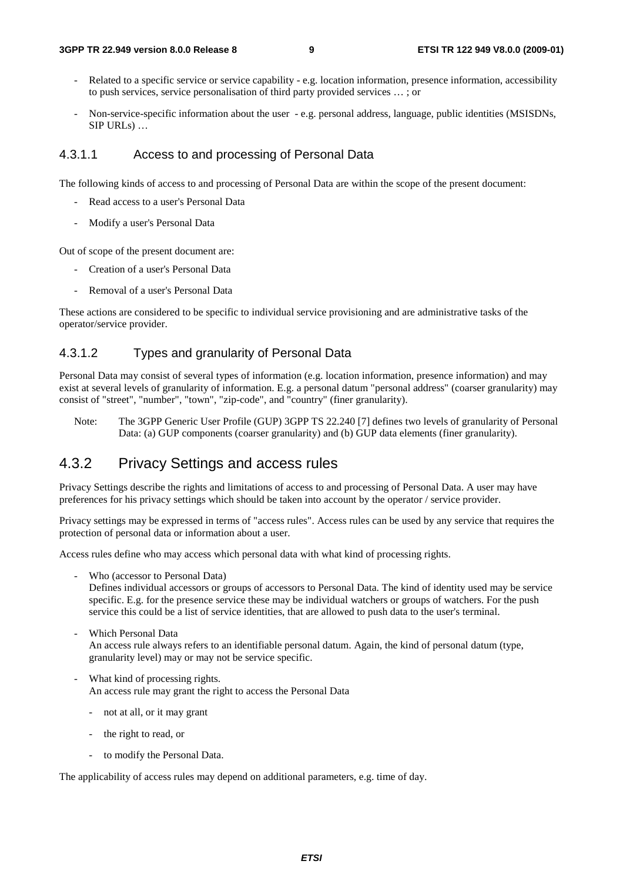- Related to a specific service or service capability - e.g. location information, presence information, accessibility to push services, service personalisation of third party provided services … ; or
- Non-service-specific information about the user - e.g. personal address, language, public identities (MSISDNs, SIP URLs) …

#### 4.3.1.1 Access to and processing of Personal Data

The following kinds of access to and processing of Personal Data are within the scope of the present document:

- Read access to a user's Personal Data
- Modify a user's Personal Data

Out of scope of the present document are:

- Creation of a user's Personal Data
- Removal of a user's Personal Data

These actions are considered to be specific to individual service provisioning and are administrative tasks of the operator/service provider.

#### 4.3.1.2 Types and granularity of Personal Data

Personal Data may consist of several types of information (e.g. location information, presence information) and may exist at several levels of granularity of information. E.g. a personal datum "personal address" (coarser granularity) may consist of "street", "number", "town", "zip-code", and "country" (finer granularity).

Note: The 3GPP Generic User Profile (GUP) 3GPP TS 22.240 [7] defines two levels of granularity of Personal Data: (a) GUP components (coarser granularity) and (b) GUP data elements (finer granularity).

### 4.3.2 Privacy Settings and access rules

Privacy Settings describe the rights and limitations of access to and processing of Personal Data. A user may have preferences for his privacy settings which should be taken into account by the operator / service provider.

Privacy settings may be expressed in terms of "access rules". Access rules can be used by any service that requires the protection of personal data or information about a user.

Access rules define who may access which personal data with what kind of processing rights.

- Who (accessor to Personal Data)
  Defines individual accessors or groups of accessors to Personal Data. The kind of identity used may be service specific. E.g. for the presence service these may be individual watchers or groups of watchers. For the push service this could be a list of service identities, that are allowed to push data to the user's terminal.
- Which Personal Data
  An access rule always refers to an identifiable personal datum. Again, the kind of personal datum (type, granularity level) may or may not be service specific.
- What kind of processing rights.
  An access rule may grant the right to access the Personal Data
  - not at all, or it may grant
  - the right to read, or
  - to modify the Personal Data.

The applicability of access rules may depend on additional parameters, e.g. time of day.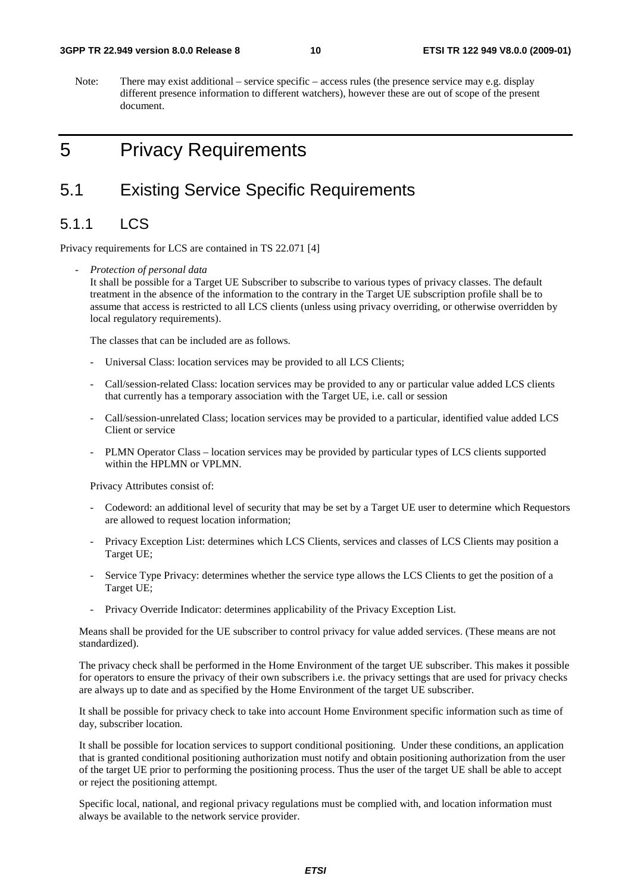Note: There may exist additional – service specific – access rules (the presence service may e.g. display different presence information to different watchers), however these are out of scope of the present document.

# 5 Privacy Requirements

## 5.1 Existing Service Specific Requirements

### 5.1.1 LCS

Privacy requirements for LCS are contained in TS 22.071 [4]

- *Protection of personal data*
  It shall be possible for a Target UE Subscriber to subscribe to various types of privacy classes. The default treatment in the absence of the information to the contrary in the Target UE subscription profile shall be to assume that access is restricted to all LCS clients (unless using privacy overriding, or otherwise overridden by local regulatory requirements).

  The classes that can be included are as follows.

  - Universal Class: location services may be provided to all LCS Clients;
  - Call/session-related Class: location services may be provided to any or particular value added LCS clients that currently has a temporary association with the Target UE, i.e. call or session
  - Call/session-unrelated Class; location services may be provided to a particular, identified value added LCS Client or service
  - PLMN Operator Class – location services may be provided by particular types of LCS clients supported within the HPLMN or VPLMN.

  Privacy Attributes consist of:

  - Codeword: an additional level of security that may be set by a Target UE user to determine which Requestors are allowed to request location information;
  - Privacy Exception List: determines which LCS Clients, services and classes of LCS Clients may position a Target UE;
  - Service Type Privacy: determines whether the service type allows the LCS Clients to get the position of a Target UE;
  - Privacy Override Indicator: determines applicability of the Privacy Exception List.

  Means shall be provided for the UE subscriber to control privacy for value added services. (These means are not standardized).

  The privacy check shall be performed in the Home Environment of the target UE subscriber. This makes it possible for operators to ensure the privacy of their own subscribers i.e. the privacy settings that are used for privacy checks are always up to date and as specified by the Home Environment of the target UE subscriber.

  It shall be possible for privacy check to take into account Home Environment specific information such as time of day, subscriber location.

  It shall be possible for location services to support conditional positioning. Under these conditions, an application that is granted conditional positioning authorization must notify and obtain positioning authorization from the user of the target UE prior to performing the positioning process. Thus the user of the target UE shall be able to accept or reject the positioning attempt.

  Specific local, national, and regional privacy regulations must be complied with, and location information must always be available to the network service provider.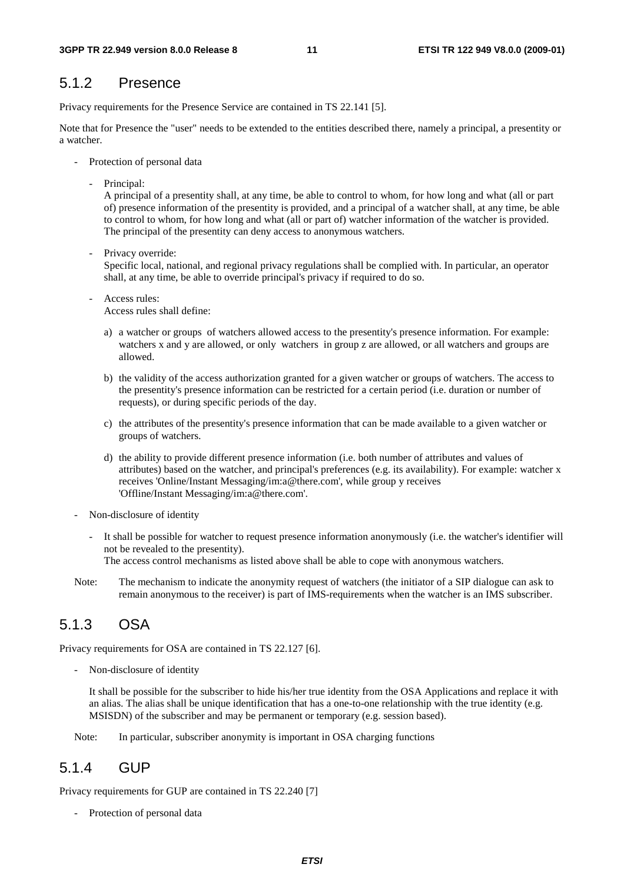### 5.1.2 Presence

Privacy requirements for the Presence Service are contained in TS 22.141 [5].

Note that for Presence the "user" needs to be extended to the entities described there, namely a principal, a presentity or a watcher.

- Protection of personal data
  - Principal:
    A principal of a presentity shall, at any time, be able to control to whom, for how long and what (all or part of) presence information of the presentity is provided, and a principal of a watcher shall, at any time, be able to control to whom, for how long and what (all or part of) watcher information of the watcher is provided. The principal of the presentity can deny access to anonymous watchers.
  - Privacy override:
    Specific local, national, and regional privacy regulations shall be complied with. In particular, an operator shall, at any time, be able to override principal's privacy if required to do so.
  - Access rules:
    Access rules shall define:

    a) a watcher or groups of watchers allowed access to the presentity's presence information. For example: watchers x and y are allowed, or only watchers in group z are allowed, or all watchers and groups are allowed.

    b) the validity of the access authorization granted for a given watcher or groups of watchers. The access to the presentity's presence information can be restricted for a certain period (i.e. duration or number of requests), or during specific periods of the day.

    c) the attributes of the presentity's presence information that can be made available to a given watcher or groups of watchers.

    d) the ability to provide different presence information (i.e. both number of attributes and values of attributes) based on the watcher, and principal's preferences (e.g. its availability). For example: watcher x receives 'Online/Instant Messaging/im:a@there.com', while group y receives 'Offline/Instant Messaging/im:a@there.com'.

- Non-disclosure of identity
  - It shall be possible for watcher to request presence information anonymously (i.e. the watcher's identifier will not be revealed to the presentity).
    The access control mechanisms as listed above shall be able to cope with anonymous watchers.

Note: The mechanism to indicate the anonymity request of watchers (the initiator of a SIP dialogue can ask to remain anonymous to the receiver) is part of IMS-requirements when the watcher is an IMS subscriber.

### 5.1.3 OSA

Privacy requirements for OSA are contained in TS 22.127 [6].

- Non-disclosure of identity

  It shall be possible for the subscriber to hide his/her true identity from the OSA Applications and replace it with an alias. The alias shall be unique identification that has a one-to-one relationship with the true identity (e.g. MSISDN) of the subscriber and may be permanent or temporary (e.g. session based).

Note: In particular, subscriber anonymity is important in OSA charging functions

### 5.1.4 GUP

Privacy requirements for GUP are contained in TS 22.240 [7]

- Protection of personal data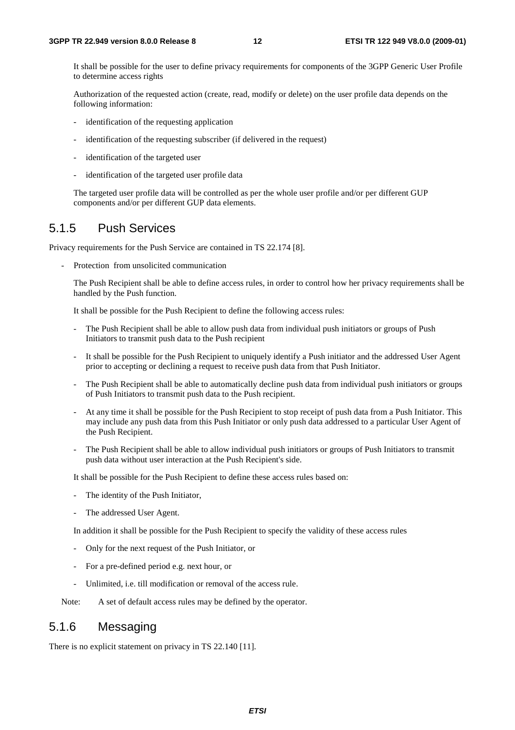It shall be possible for the user to define privacy requirements for components of the 3GPP Generic User Profile to determine access rights

Authorization of the requested action (create, read, modify or delete) on the user profile data depends on the following information:

- identification of the requesting application
- identification of the requesting subscriber (if delivered in the request)
- identification of the targeted user
- identification of the targeted user profile data

The targeted user profile data will be controlled as per the whole user profile and/or per different GUP components and/or per different GUP data elements.

### 5.1.5 Push Services

Privacy requirements for the Push Service are contained in TS 22.174 [8].

- Protection from unsolicited communication

  The Push Recipient shall be able to define access rules, in order to control how her privacy requirements shall be handled by the Push function.

  It shall be possible for the Push Recipient to define the following access rules:

  - The Push Recipient shall be able to allow push data from individual push initiators or groups of Push Initiators to transmit push data to the Push recipient
  - It shall be possible for the Push Recipient to uniquely identify a Push initiator and the addressed User Agent prior to accepting or declining a request to receive push data from that Push Initiator.
  - The Push Recipient shall be able to automatically decline push data from individual push initiators or groups of Push Initiators to transmit push data to the Push recipient.
  - At any time it shall be possible for the Push Recipient to stop receipt of push data from a Push Initiator. This may include any push data from this Push Initiator or only push data addressed to a particular User Agent of the Push Recipient.
  - The Push Recipient shall be able to allow individual push initiators or groups of Push Initiators to transmit push data without user interaction at the Push Recipient's side.

  It shall be possible for the Push Recipient to define these access rules based on:

  - The identity of the Push Initiator,
  - The addressed User Agent.

  In addition it shall be possible for the Push Recipient to specify the validity of these access rules

  - Only for the next request of the Push Initiator, or
  - For a pre-defined period e.g. next hour, or
  - Unlimited, i.e. till modification or removal of the access rule.

Note: A set of default access rules may be defined by the operator.

### 5.1.6 Messaging

There is no explicit statement on privacy in TS 22.140 [11].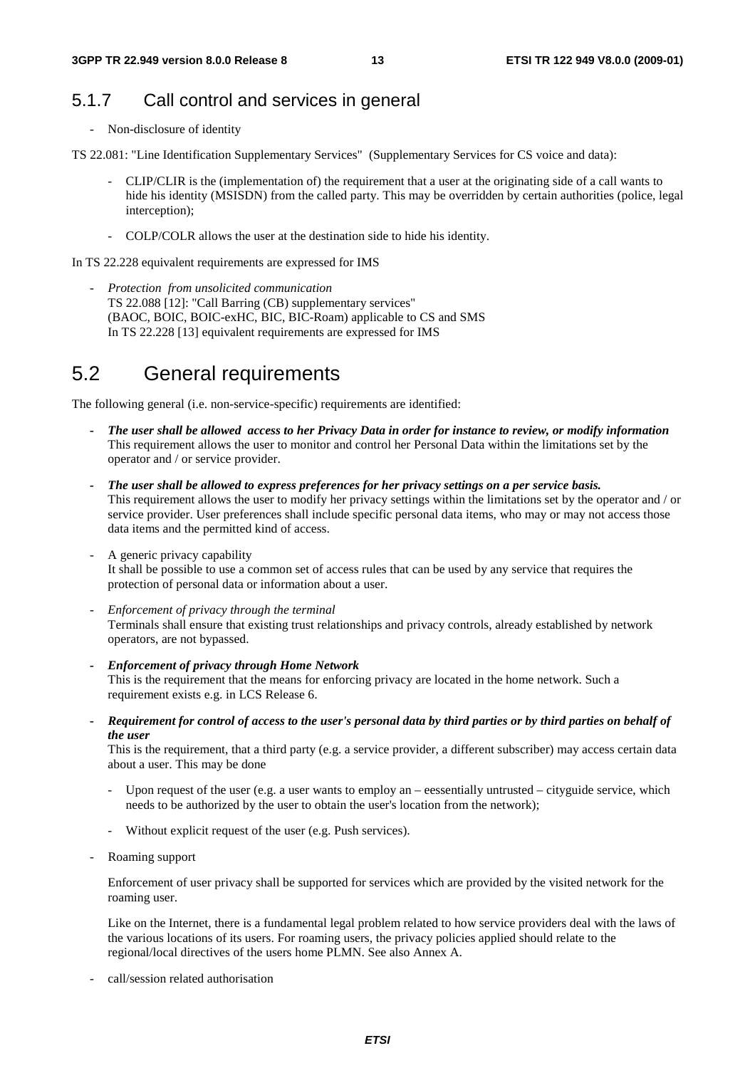### 5.1.7 Call control and services in general

- Non-disclosure of identity

TS 22.081: "Line Identification Supplementary Services" (Supplementary Services for CS voice and data):

- CLIP/CLIR is the (implementation of) the requirement that a user at the originating side of a call wants to hide his identity (MSISDN) from the called party. This may be overridden by certain authorities (police, legal interception);
- COLP/COLR allows the user at the destination side to hide his identity.

In TS 22.228 equivalent requirements are expressed for IMS

- *Protection from unsolicited communication*
  TS 22.088 [12]: "Call Barring (CB) supplementary services"
  (BAOC, BOIC, BOIC-exHC, BIC, BIC-Roam) applicable to CS and SMS
  In TS 22.228 [13] equivalent requirements are expressed for IMS

## 5.2 General requirements

The following general (i.e. non-service-specific) requirements are identified:

- ***The user shall be allowed access to her Privacy Data in order for instance to review, or modify information***
  This requirement allows the user to monitor and control her Personal Data within the limitations set by the operator and / or service provider.
- ***The user shall be allowed to express preferences for her privacy settings on a per service basis.***
  This requirement allows the user to modify her privacy settings within the limitations set by the operator and / or service provider. User preferences shall include specific personal data items, who may or may not access those data items and the permitted kind of access.
- A generic privacy capability
  It shall be possible to use a common set of access rules that can be used by any service that requires the protection of personal data or information about a user.
- *Enforcement of privacy through the terminal*
  Terminals shall ensure that existing trust relationships and privacy controls, already established by network operators, are not bypassed.
- ***Enforcement of privacy through Home Network***
  This is the requirement that the means for enforcing privacy are located in the home network. Such a requirement exists e.g. in LCS Release 6.
- ***Requirement for control of access to the user's personal data by third parties or by third parties on behalf of the user***
  This is the requirement, that a third party (e.g. a service provider, a different subscriber) may access certain data about a user. This may be done
  - Upon request of the user (e.g. a user wants to employ an – eessentially untrusted – cityguide service, which needs to be authorized by the user to obtain the user's location from the network);
  - Without explicit request of the user (e.g. Push services).
- Roaming support

  Enforcement of user privacy shall be supported for services which are provided by the visited network for the roaming user.

  Like on the Internet, there is a fundamental legal problem related to how service providers deal with the laws of the various locations of its users. For roaming users, the privacy policies applied should relate to the regional/local directives of the users home PLMN. See also Annex A.
- call/session related authorisation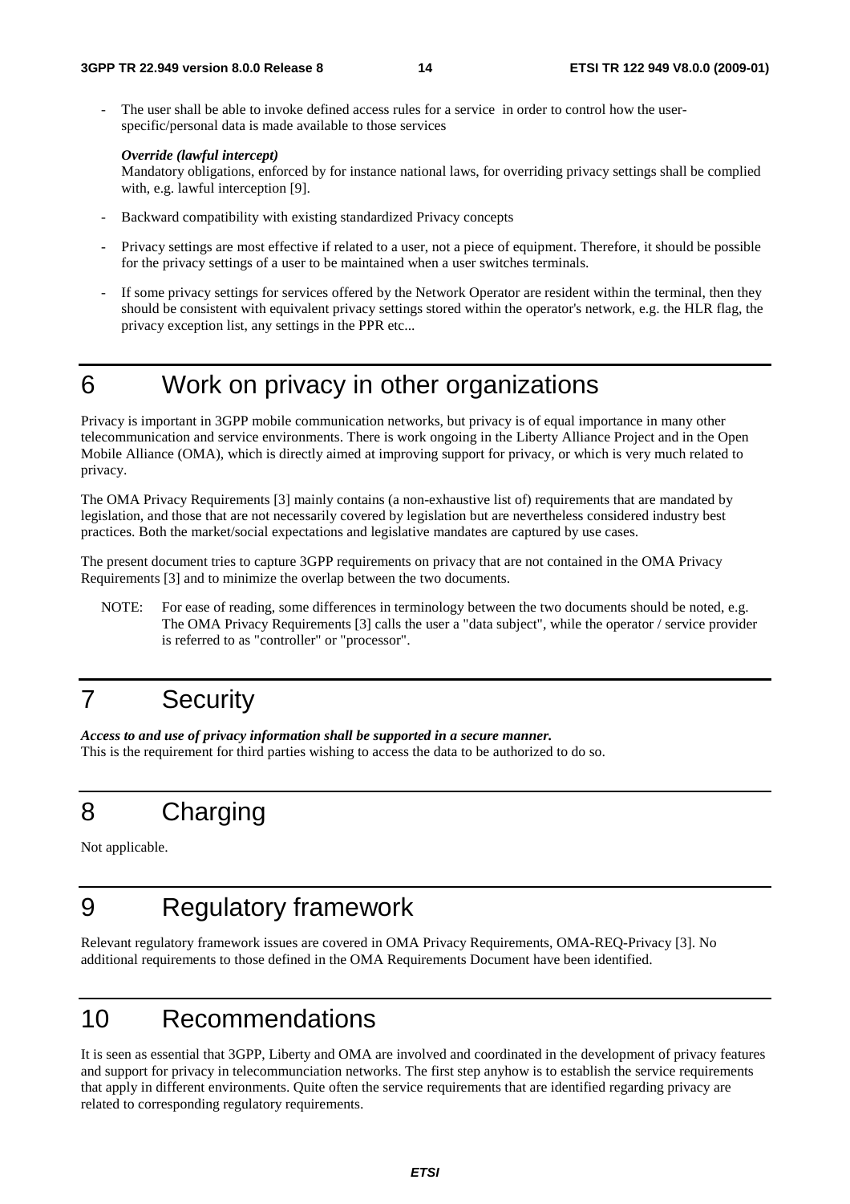- The user shall be able to invoke defined access rules for a service in order to control how the user-specific/personal data is made available to those services

  ***Override (lawful intercept)***
  Mandatory obligations, enforced by for instance national laws, for overriding privacy settings shall be complied with, e.g. lawful interception [9].

- Backward compatibility with existing standardized Privacy concepts

- Privacy settings are most effective if related to a user, not a piece of equipment. Therefore, it should be possible for the privacy settings of a user to be maintained when a user switches terminals.

- If some privacy settings for services offered by the Network Operator are resident within the terminal, then they should be consistent with equivalent privacy settings stored within the operator's network, e.g. the HLR flag, the privacy exception list, any settings in the PPR etc...

# 6 Work on privacy in other organizations

Privacy is important in 3GPP mobile communication networks, but privacy is of equal importance in many other telecommunication and service environments. There is work ongoing in the Liberty Alliance Project and in the Open Mobile Alliance (OMA), which is directly aimed at improving support for privacy, or which is very much related to privacy.

The OMA Privacy Requirements [3] mainly contains (a non-exhaustive list of) requirements that are mandated by legislation, and those that are not necessarily covered by legislation but are nevertheless considered industry best practices. Both the market/social expectations and legislative mandates are captured by use cases.

The present document tries to capture 3GPP requirements on privacy that are not contained in the OMA Privacy Requirements [3] and to minimize the overlap between the two documents.

NOTE: For ease of reading, some differences in terminology between the two documents should be noted, e.g. The OMA Privacy Requirements [3] calls the user a "data subject", while the operator / service provider is referred to as "controller" or "processor".

# 7 Security

***Access to and use of privacy information shall be supported in a secure manner.***
This is the requirement for third parties wishing to access the data to be authorized to do so.

# 8 Charging

Not applicable.

# 9 Regulatory framework

Relevant regulatory framework issues are covered in OMA Privacy Requirements, OMA-REQ-Privacy [3]. No additional requirements to those defined in the OMA Requirements Document have been identified.

# 10 Recommendations

It is seen as essential that 3GPP, Liberty and OMA are involved and coordinated in the development of privacy features and support for privacy in telecommunciation networks. The first step anyhow is to establish the service requirements that apply in different environments. Quite often the service requirements that are identified regarding privacy are related to corresponding regulatory requirements.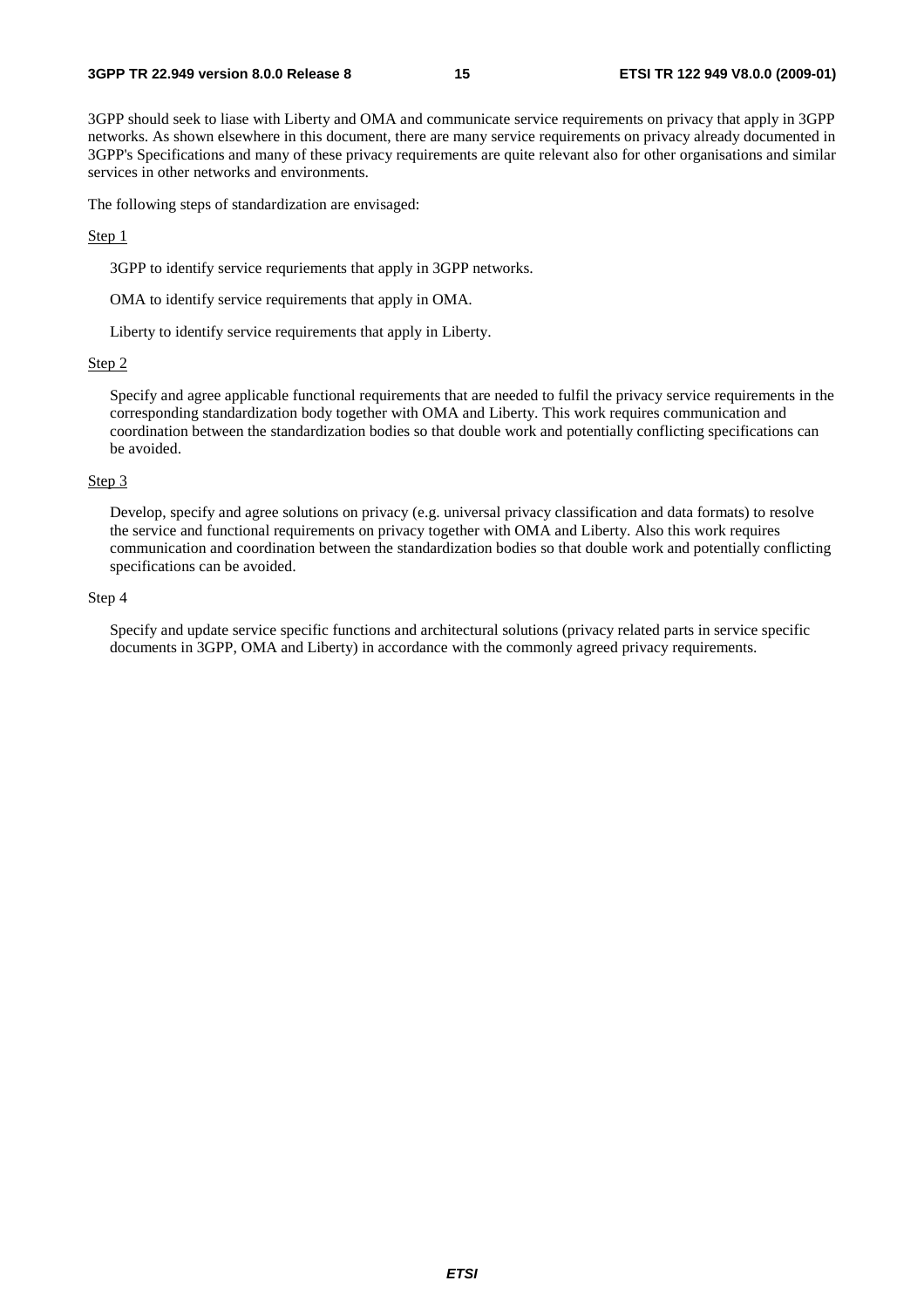3GPP should seek to liase with Liberty and OMA and communicate service requirements on privacy that apply in 3GPP networks. As shown elsewhere in this document, there are many service requirements on privacy already documented in 3GPP's Specifications and many of these privacy requirements are quite relevant also for other organisations and similar services in other networks and environments.

The following steps of standardization are envisaged:

Step 1

3GPP to identify service requriements that apply in 3GPP networks.

OMA to identify service requirements that apply in OMA.

Liberty to identify service requirements that apply in Liberty.

Step 2

Specify and agree applicable functional requirements that are needed to fulfil the privacy service requirements in the corresponding standardization body together with OMA and Liberty. This work requires communication and coordination between the standardization bodies so that double work and potentially conflicting specifications can be avoided.

Step 3

Develop, specify and agree solutions on privacy (e.g. universal privacy classification and data formats) to resolve the service and functional requirements on privacy together with OMA and Liberty. Also this work requires communication and coordination between the standardization bodies so that double work and potentially conflicting specifications can be avoided.

Step 4

Specify and update service specific functions and architectural solutions (privacy related parts in service specific documents in 3GPP, OMA and Liberty) in accordance with the commonly agreed privacy requirements.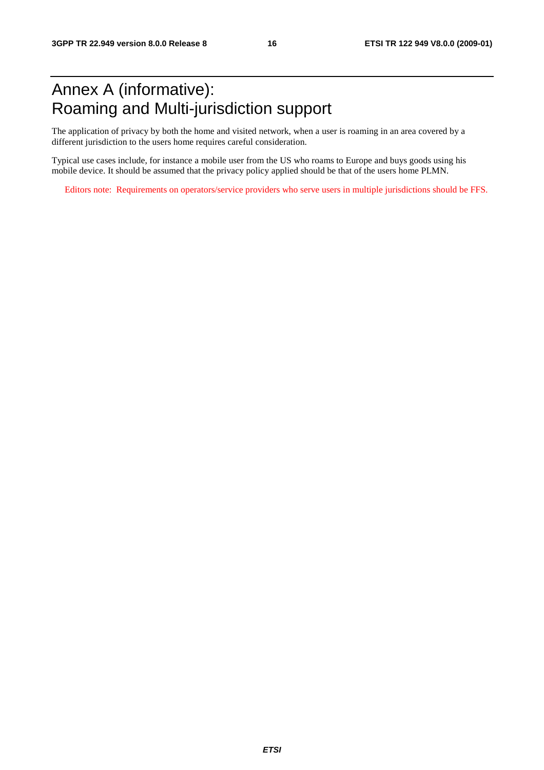# Annex A (informative): Roaming and Multi-jurisdiction support

The application of privacy by both the home and visited network, when a user is roaming in an area covered by a different jurisdiction to the users home requires careful consideration.

Typical use cases include, for instance a mobile user from the US who roams to Europe and buys goods using his mobile device. It should be assumed that the privacy policy applied should be that of the users home PLMN.

Editors note: Requirements on operators/service providers who serve users in multiple jurisdictions should be FFS.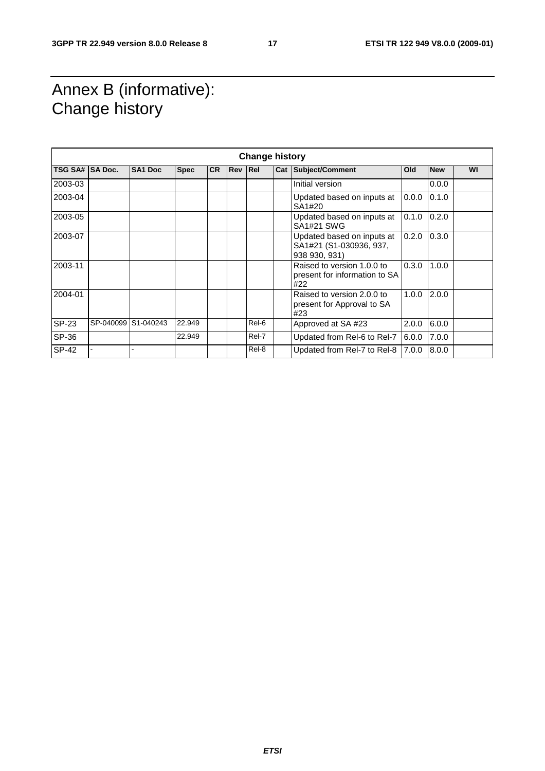# Annex B (informative): Change history

| Change history | | | | | | | | | | | |
|---|---|---|---|---|---|---|---|---|---|---|---|
| TSG SA# | SA Doc. | SA1 Doc | Spec | CR | Rev | Rel | Cat | Subject/Comment | Old | New | WI |
| 2003-03 | | | | | | | | Initial version | | 0.0.0 | |
| 2003-04 | | | | | | | | Updated based on inputs at SA1#20 | 0.0.0 | 0.1.0 | |
| 2003-05 | | | | | | | | Updated based on inputs at SA1#21 SWG | 0.1.0 | 0.2.0 | |
| 2003-07 | | | | | | | | Updated based on inputs at SA1#21 (S1-030936, 937, 938 930, 931) | 0.2.0 | 0.3.0 | |
| 2003-11 | | | | | | | | Raised to version 1.0.0 to present for information to SA #22 | 0.3.0 | 1.0.0 | |
| 2004-01 | | | | | | | | Raised to version 2.0.0 to present for Approval to SA #23 | 1.0.0 | 2.0.0 | |
| SP-23 | SP-040099 | S1-040243 | 22.949 | | | Rel-6 | | Approved at SA #23 | 2.0.0 | 6.0.0 | |
| SP-36 | | | 22.949 | | | Rel-7 | | Updated from Rel-6 to Rel-7 | 6.0.0 | 7.0.0 | |
| SP-42 | - | - | | | | Rel-8 | | Updated from Rel-7 to Rel-8 | 7.0.0 | 8.0.0 | |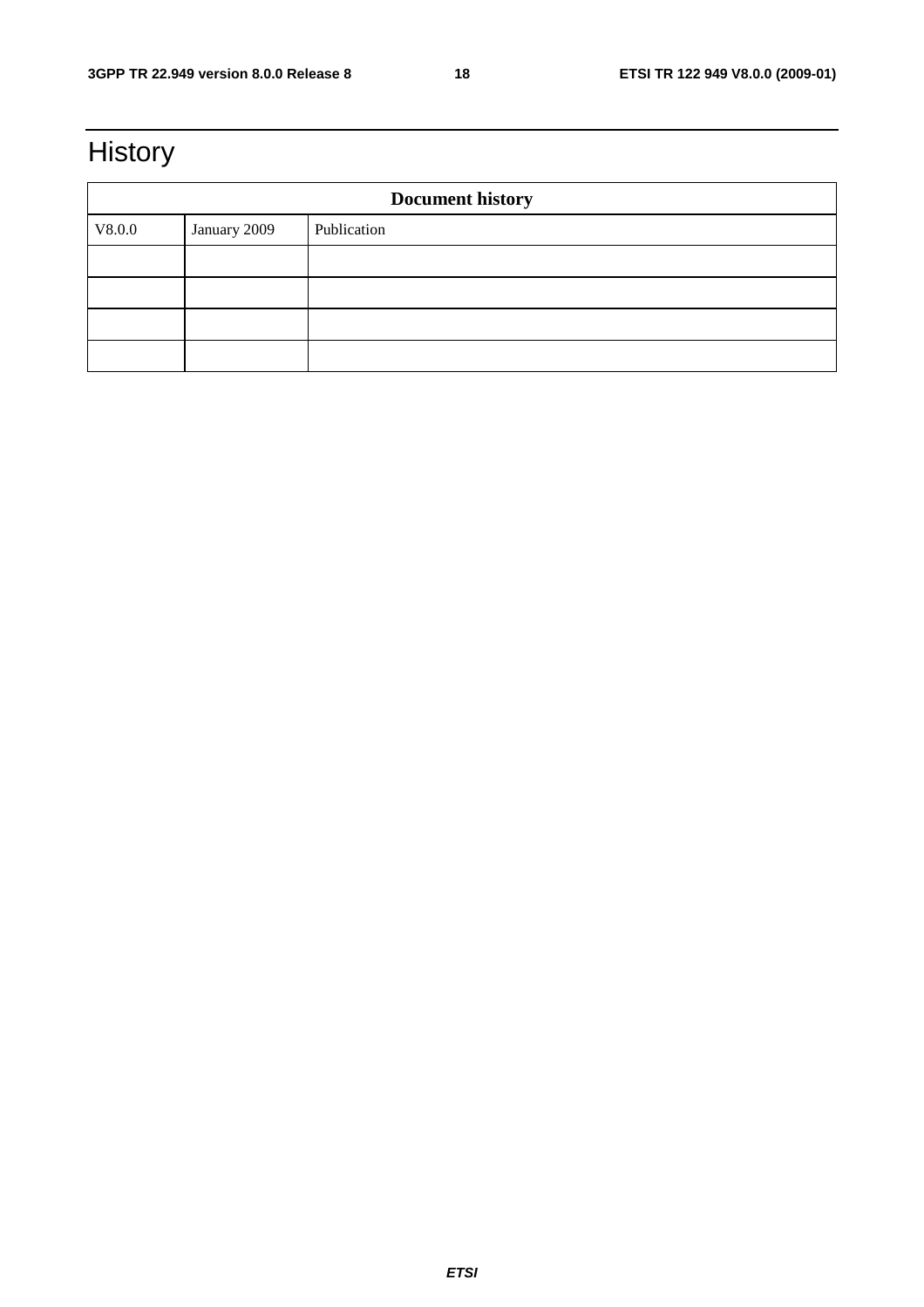# History

| Document history | | |
|---|---|---|
| V8.0.0 | January 2009 | Publication |
| | | |
| | | |
| | | |
| | | |